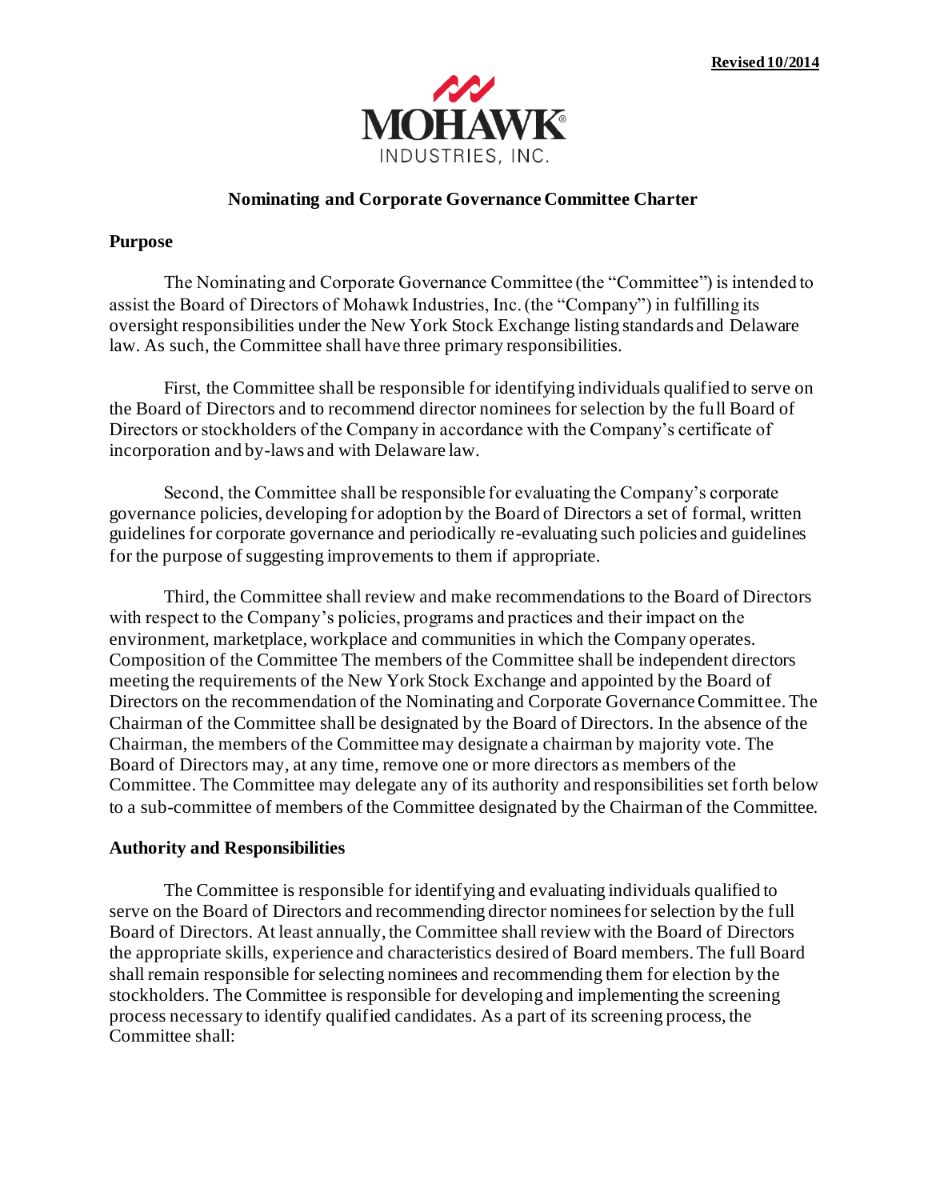**Revised 10/2014**

MOHAWK
INDUSTRIES, INC.

## Nominating and Corporate Governance Committee Charter

### Purpose

The Nominating and Corporate Governance Committee (the "Committee") is intended to assist the Board of Directors of Mohawk Industries, Inc. (the "Company") in fulfilling its oversight responsibilities under the New York Stock Exchange listing standards and Delaware law. As such, the Committee shall have three primary responsibilities.

First, the Committee shall be responsible for identifying individuals qualified to serve on the Board of Directors and to recommend director nominees for selection by the full Board of Directors or stockholders of the Company in accordance with the Company's certificate of incorporation and by-laws and with Delaware law.

Second, the Committee shall be responsible for evaluating the Company's corporate governance policies, developing for adoption by the Board of Directors a set of formal, written guidelines for corporate governance and periodically re-evaluating such policies and guidelines for the purpose of suggesting improvements to them if appropriate.

Third, the Committee shall review and make recommendations to the Board of Directors with respect to the Company's policies, programs and practices and their impact on the environment, marketplace, workplace and communities in which the Company operates. Composition of the Committee The members of the Committee shall be independent directors meeting the requirements of the New York Stock Exchange and appointed by the Board of Directors on the recommendation of the Nominating and Corporate Governance Committee. The Chairman of the Committee shall be designated by the Board of Directors. In the absence of the Chairman, the members of the Committee may designate a chairman by majority vote. The Board of Directors may, at any time, remove one or more directors as members of the Committee. The Committee may delegate any of its authority and responsibilities set forth below to a sub-committee of members of the Committee designated by the Chairman of the Committee.

### Authority and Responsibilities

The Committee is responsible for identifying and evaluating individuals qualified to serve on the Board of Directors and recommending director nominees for selection by the full Board of Directors. At least annually, the Committee shall review with the Board of Directors the appropriate skills, experience and characteristics desired of Board members. The full Board shall remain responsible for selecting nominees and recommending them for election by the stockholders. The Committee is responsible for developing and implementing the screening process necessary to identify qualified candidates. As a part of its screening process, the Committee shall: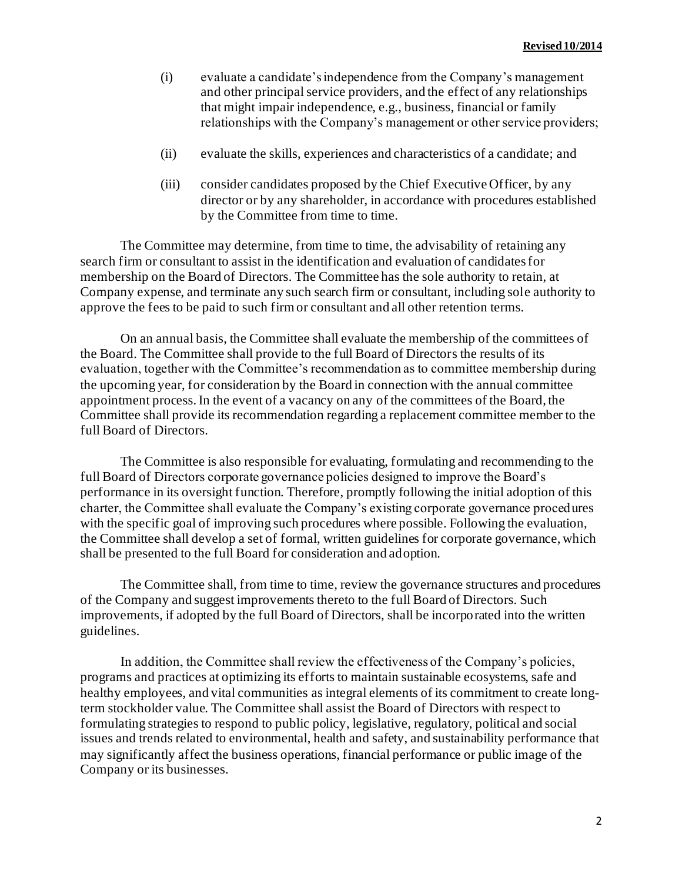(i) evaluate a candidate's independence from the Company's management and other principal service providers, and the effect of any relationships that might impair independence, e.g., business, financial or family relationships with the Company's management or other service providers;

(ii) evaluate the skills, experiences and characteristics of a candidate; and

(iii) consider candidates proposed by the Chief Executive Officer, by any director or by any shareholder, in accordance with procedures established by the Committee from time to time.

The Committee may determine, from time to time, the advisability of retaining any search firm or consultant to assist in the identification and evaluation of candidates for membership on the Board of Directors. The Committee has the sole authority to retain, at Company expense, and terminate any such search firm or consultant, including sole authority to approve the fees to be paid to such firm or consultant and all other retention terms.

On an annual basis, the Committee shall evaluate the membership of the committees of the Board. The Committee shall provide to the full Board of Directors the results of its evaluation, together with the Committee's recommendation as to committee membership during the upcoming year, for consideration by the Board in connection with the annual committee appointment process. In the event of a vacancy on any of the committees of the Board, the Committee shall provide its recommendation regarding a replacement committee member to the full Board of Directors.

The Committee is also responsible for evaluating, formulating and recommending to the full Board of Directors corporate governance policies designed to improve the Board's performance in its oversight function. Therefore, promptly following the initial adoption of this charter, the Committee shall evaluate the Company's existing corporate governance procedures with the specific goal of improving such procedures where possible. Following the evaluation, the Committee shall develop a set of formal, written guidelines for corporate governance, which shall be presented to the full Board for consideration and adoption.

The Committee shall, from time to time, review the governance structures and procedures of the Company and suggest improvements thereto to the full Board of Directors. Such improvements, if adopted by the full Board of Directors, shall be incorporated into the written guidelines.

In addition, the Committee shall review the effectiveness of the Company's policies, programs and practices at optimizing its efforts to maintain sustainable ecosystems, safe and healthy employees, and vital communities as integral elements of its commitment to create long-term stockholder value. The Committee shall assist the Board of Directors with respect to formulating strategies to respond to public policy, legislative, regulatory, political and social issues and trends related to environmental, health and safety, and sustainability performance that may significantly affect the business operations, financial performance or public image of the Company or its businesses.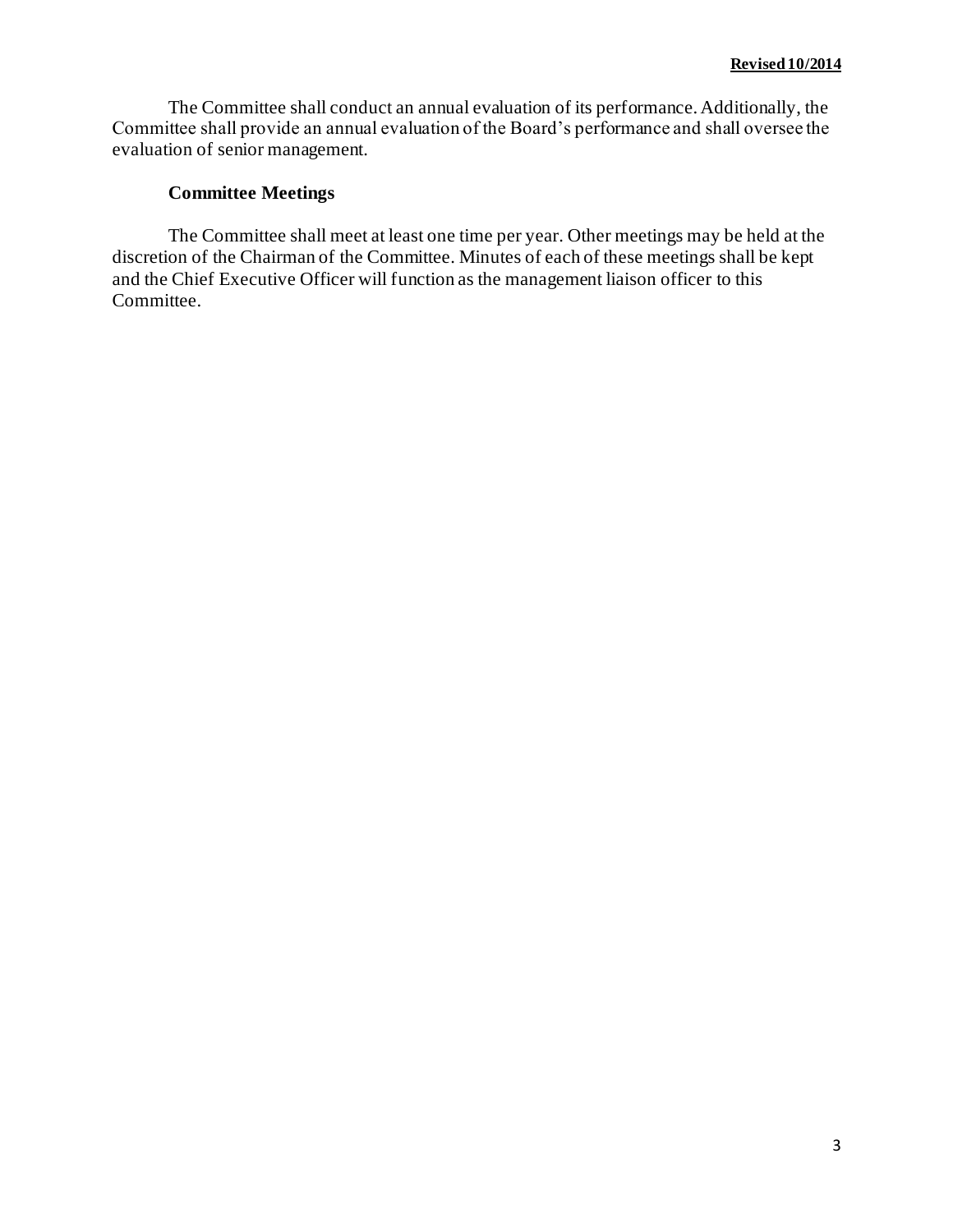The Committee shall conduct an annual evaluation of its performance. Additionally, the Committee shall provide an annual evaluation of the Board's performance and shall oversee the evaluation of senior management.

### Committee Meetings

The Committee shall meet at least one time per year. Other meetings may be held at the discretion of the Chairman of the Committee. Minutes of each of these meetings shall be kept and the Chief Executive Officer will function as the management liaison officer to this Committee.